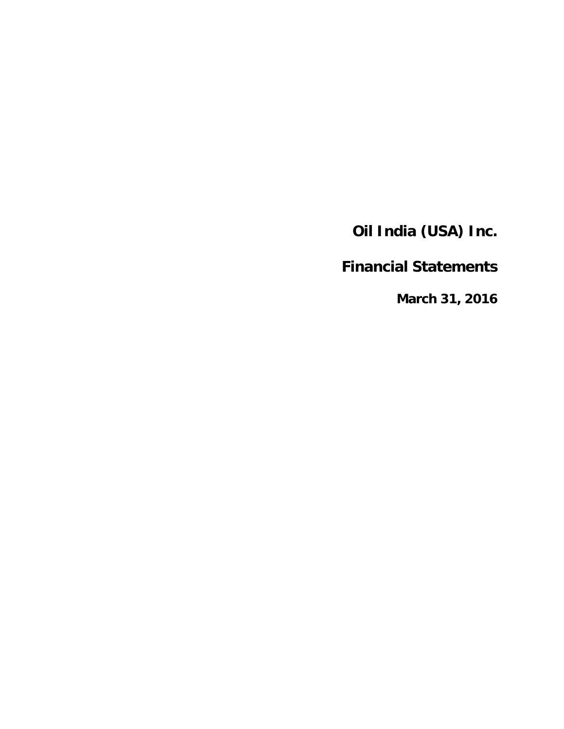# Oil India (USA) Inc.

## Financial Statements

### March 31, 2016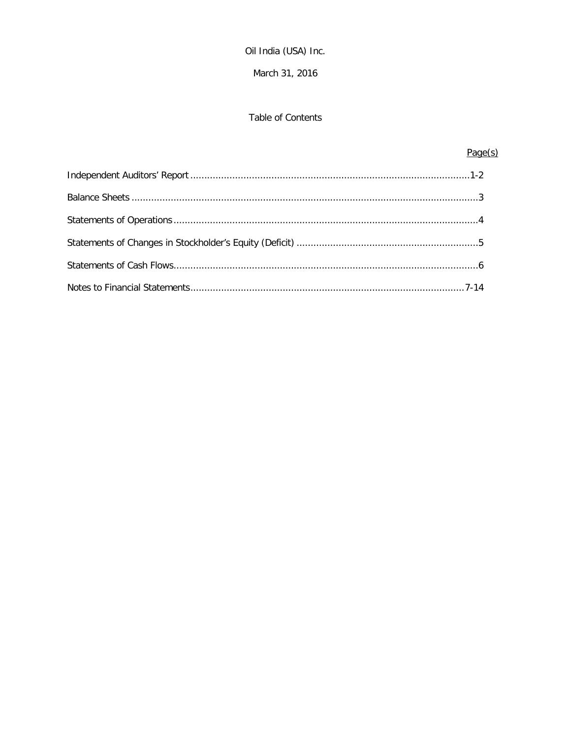Oil India (USA) Inc.

March 31, 2016

# Table of Contents

| | Page(s) |
|---|---|
| Independent Auditors' Report | 1-2 |
| Balance Sheets | 3 |
| Statements of Operations | 4 |
| Statements of Changes in Stockholder's Equity (Deficit) | 5 |
| Statements of Cash Flows | 6 |
| Notes to Financial Statements | 7-14 |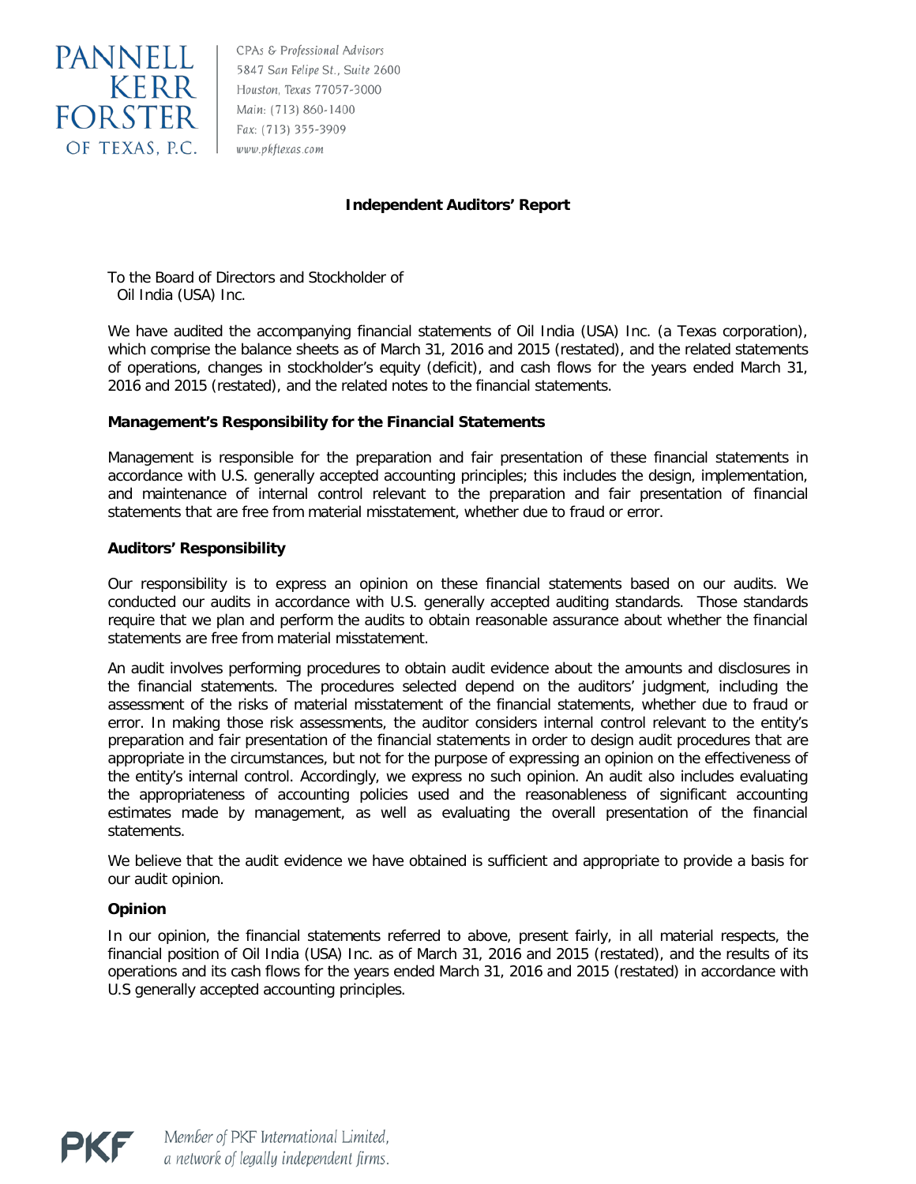PANNELL KERR FORSTER OF TEXAS, P.C.

CPAs & Professional Advisors
5847 San Felipe St., Suite 2600
Houston, Texas 77057-3000
Main: (713) 860-1400
Fax: (713) 355-3909
www.pkftexas.com

## Independent Auditors' Report

To the Board of Directors and Stockholder of
Oil India (USA) Inc.

We have audited the accompanying financial statements of Oil India (USA) Inc. (a Texas corporation), which comprise the balance sheets as of March 31, 2016 and 2015 (restated), and the related statements of operations, changes in stockholder's equity (deficit), and cash flows for the years ended March 31, 2016 and 2015 (restated), and the related notes to the financial statements.

### Management's Responsibility for the Financial Statements

Management is responsible for the preparation and fair presentation of these financial statements in accordance with U.S. generally accepted accounting principles; this includes the design, implementation, and maintenance of internal control relevant to the preparation and fair presentation of financial statements that are free from material misstatement, whether due to fraud or error.

### Auditors' Responsibility

Our responsibility is to express an opinion on these financial statements based on our audits. We conducted our audits in accordance with U.S. generally accepted auditing standards. Those standards require that we plan and perform the audits to obtain reasonable assurance about whether the financial statements are free from material misstatement.

An audit involves performing procedures to obtain audit evidence about the amounts and disclosures in the financial statements. The procedures selected depend on the auditors' judgment, including the assessment of the risks of material misstatement of the financial statements, whether due to fraud or error. In making those risk assessments, the auditor considers internal control relevant to the entity's preparation and fair presentation of the financial statements in order to design audit procedures that are appropriate in the circumstances, but not for the purpose of expressing an opinion on the effectiveness of the entity's internal control. Accordingly, we express no such opinion. An audit also includes evaluating the appropriateness of accounting policies used and the reasonableness of significant accounting estimates made by management, as well as evaluating the overall presentation of the financial statements.

We believe that the audit evidence we have obtained is sufficient and appropriate to provide a basis for our audit opinion.

### Opinion

In our opinion, the financial statements referred to above, present fairly, in all material respects, the financial position of Oil India (USA) Inc. as of March 31, 2016 and 2015 (restated), and the results of its operations and its cash flows for the years ended March 31, 2016 and 2015 (restated) in accordance with U.S generally accepted accounting principles.

PKF *Member of PKF International Limited, a network of legally independent firms.*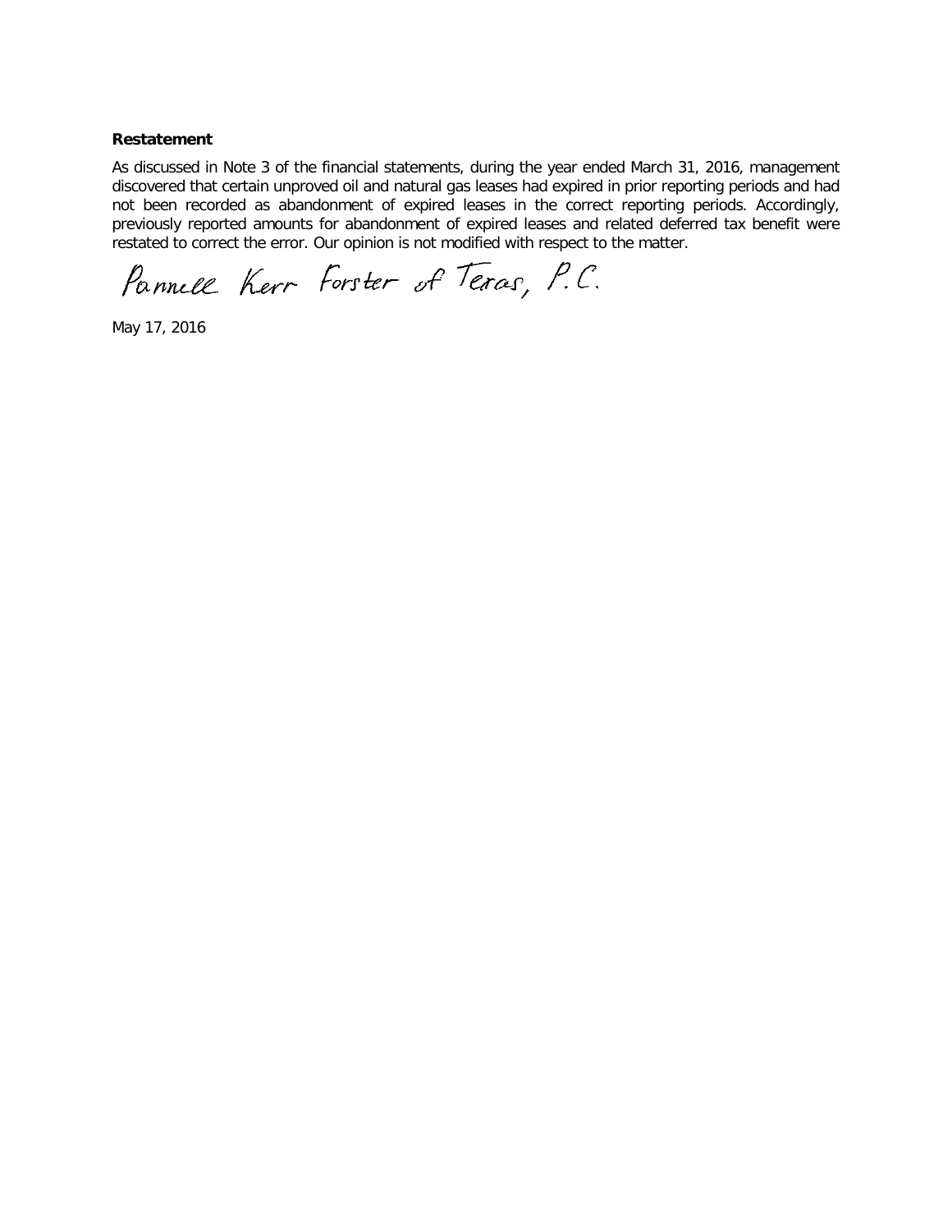**Restatement**

As discussed in Note 3 of the financial statements, during the year ended March 31, 2016, management discovered that certain unproved oil and natural gas leases had expired in prior reporting periods and had not been recorded as abandonment of expired leases in the correct reporting periods. Accordingly, previously reported amounts for abandonment of expired leases and related deferred tax benefit were restated to correct the error. Our opinion is not modified with respect to the matter.

Pannell Kerr Forster of Texas, P.C.

May 17, 2016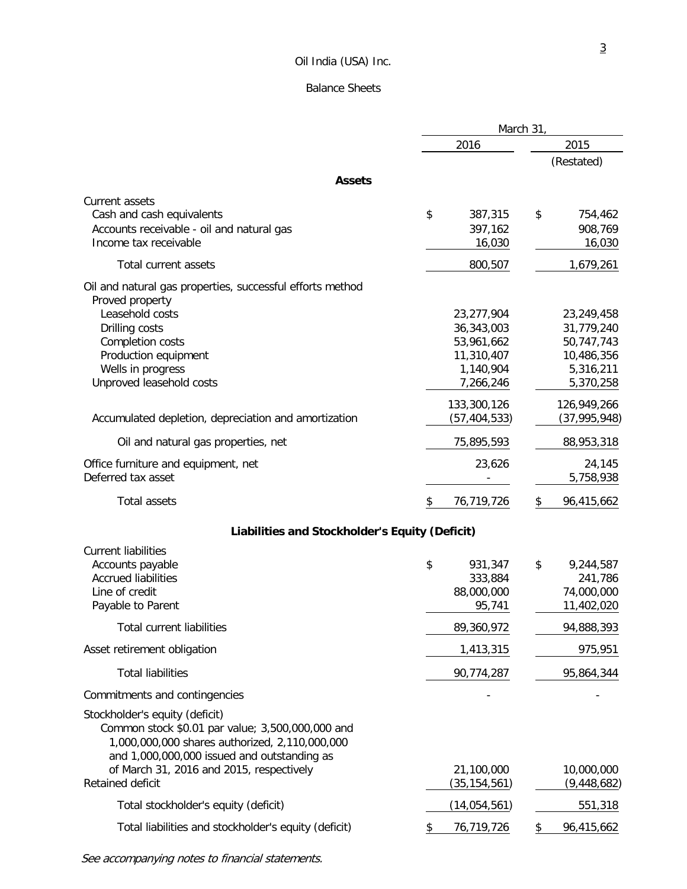# Oil India (USA) Inc.

## Balance Sheets

| | March 31, | |
|---|---|---|
| | 2016 | 2015 |
| | | (Restated) |
| **Assets** | | |
| Current assets | | |
| Cash and cash equivalents | $ 387,315 | $ 754,462 |
| Accounts receivable - oil and natural gas | 397,162 | 908,769 |
| Income tax receivable | 16,030 | 16,030 |
| Total current assets | 800,507 | 1,679,261 |
| Oil and natural gas properties, successful efforts method | | |
| Proved property | | |
| Leasehold costs | 23,277,904 | 23,249,458 |
| Drilling costs | 36,343,003 | 31,779,240 |
| Completion costs | 53,961,662 | 50,747,743 |
| Production equipment | 11,310,407 | 10,486,356 |
| Wells in progress | 1,140,904 | 5,316,211 |
| Unproved leasehold costs | 7,266,246 | 5,370,258 |
| | 133,300,126 | 126,949,266 |
| Accumulated depletion, depreciation and amortization | (57,404,533) | (37,995,948) |
| Oil and natural gas properties, net | 75,895,593 | 88,953,318 |
| Office furniture and equipment, net | 23,626 | 24,145 |
| Deferred tax asset | - | 5,758,938 |
| Total assets | $ 76,719,726 | $ 96,415,662 |
| **Liabilities and Stockholder's Equity (Deficit)** | | |
| Current liabilities | | |
| Accounts payable | $ 931,347 | $ 9,244,587 |
| Accrued liabilities | 333,884 | 241,786 |
| Line of credit | 88,000,000 | 74,000,000 |
| Payable to Parent | 95,741 | 11,402,020 |
| Total current liabilities | 89,360,972 | 94,888,393 |
| Asset retirement obligation | 1,413,315 | 975,951 |
| Total liabilities | 90,774,287 | 95,864,344 |
| Commitments and contingencies | - | - |
| Stockholder's equity (deficit) | | |
| Common stock $0.01 par value; 3,500,000,000 and 1,000,000,000 shares authorized, 2,110,000,000 and 1,000,000,000 issued and outstanding as of March 31, 2016 and 2015, respectively | 21,100,000 | 10,000,000 |
| Retained deficit | (35,154,561) | (9,448,682) |
| Total stockholder's equity (deficit) | (14,054,561) | 551,318 |
| Total liabilities and stockholder's equity (deficit) | $ 76,719,726 | $ 96,415,662 |

*See accompanying notes to financial statements.*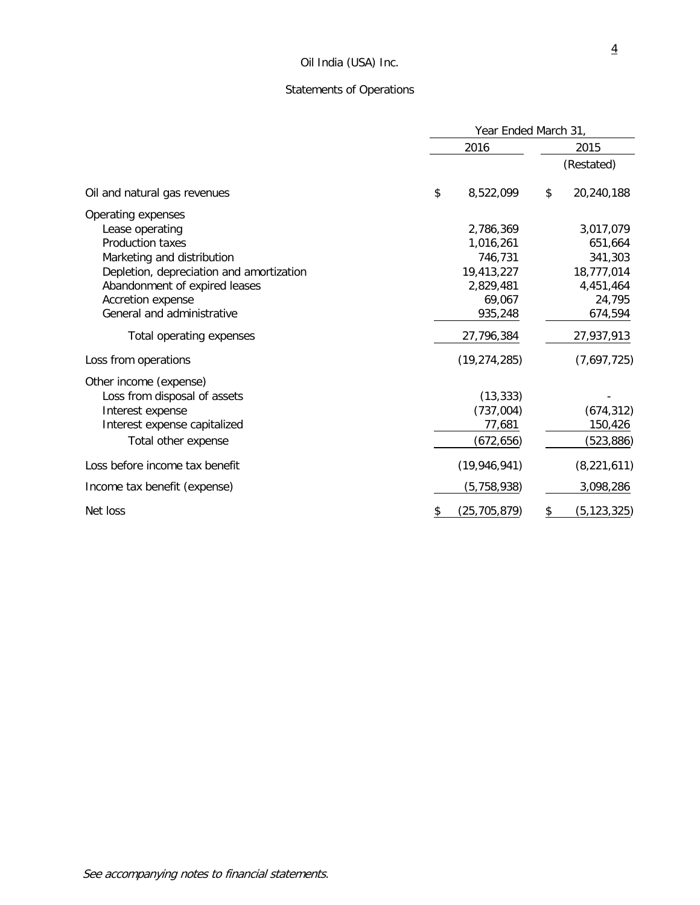Oil India (USA) Inc.

Statements of Operations

| | Year Ended March 31, 2016 | Year Ended March 31, 2015 (Restated) |
|---|---|---|
| Oil and natural gas revenues | $ 8,522,099 | $ 20,240,188 |
| Operating expenses | | |
| Lease operating | 2,786,369 | 3,017,079 |
| Production taxes | 1,016,261 | 651,664 |
| Marketing and distribution | 746,731 | 341,303 |
| Depletion, depreciation and amortization | 19,413,227 | 18,777,014 |
| Abandonment of expired leases | 2,829,481 | 4,451,464 |
| Accretion expense | 69,067 | 24,795 |
| General and administrative | 935,248 | 674,594 |
| Total operating expenses | 27,796,384 | 27,937,913 |
| Loss from operations | (19,274,285) | (7,697,725) |
| Other income (expense) | | |
| Loss from disposal of assets | (13,333) | - |
| Interest expense | (737,004) | (674,312) |
| Interest expense capitalized | 77,681 | 150,426 |
| Total other expense | (672,656) | (523,886) |
| Loss before income tax benefit | (19,946,941) | (8,221,611) |
| Income tax benefit (expense) | (5,758,938) | 3,098,286 |
| Net loss | $ (25,705,879) | $ (5,123,325) |

*See accompanying notes to financial statements.*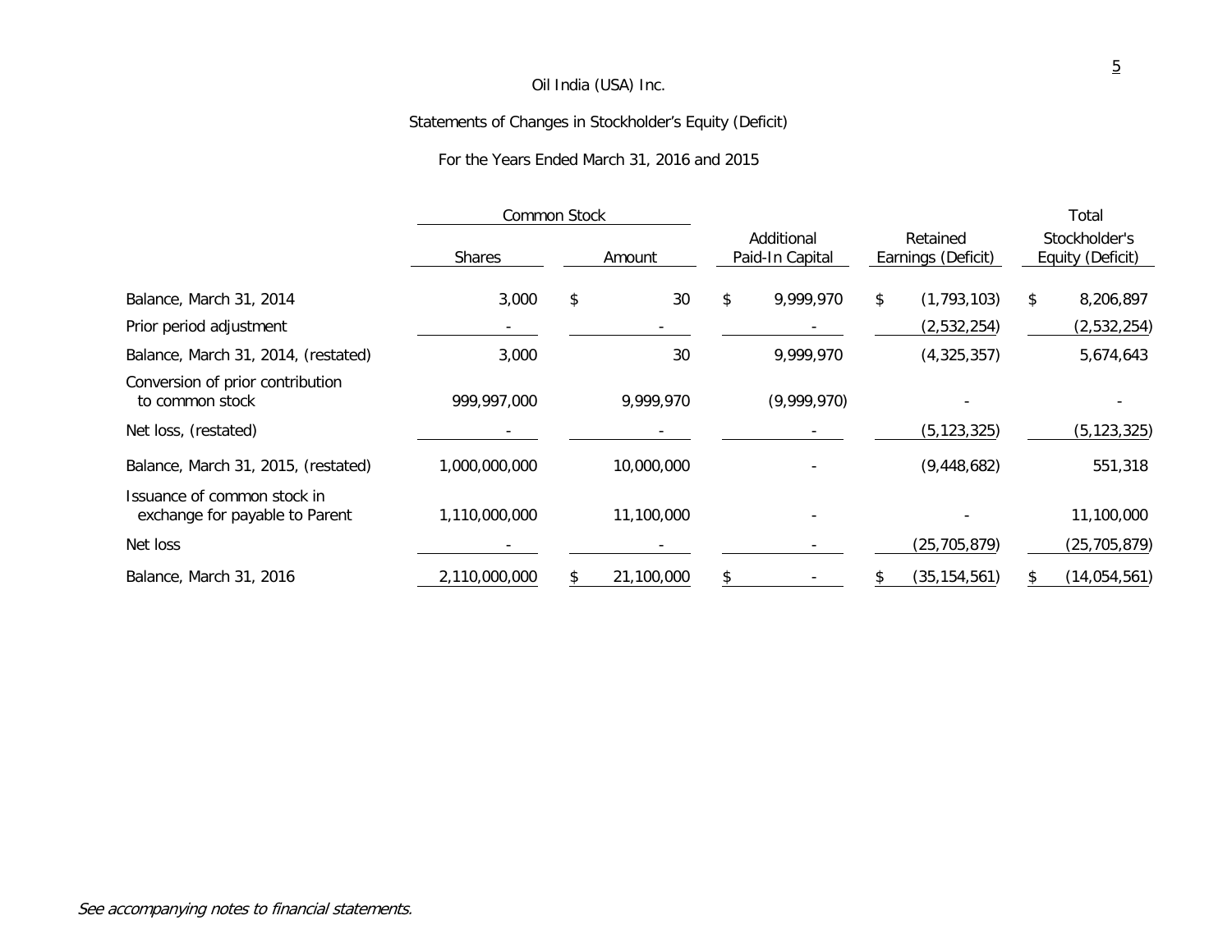Oil India (USA) Inc.

Statements of Changes in Stockholder's Equity (Deficit)

For the Years Ended March 31, 2016 and 2015

| | Common Stock | | | | Total |
|---|---|---|---|---|---|
| | Shares | Amount | Additional Paid-In Capital | Retained Earnings (Deficit) | Stockholder's Equity (Deficit) |
| Balance, March 31, 2014 | 3,000 | $ 30 | $ 9,999,970 | $ (1,793,103) | $ 8,206,897 |
| Prior period adjustment | - | - | - | (2,532,254) | (2,532,254) |
| Balance, March 31, 2014, (restated) | 3,000 | 30 | 9,999,970 | (4,325,357) | 5,674,643 |
| Conversion of prior contribution to common stock | 999,997,000 | 9,999,970 | (9,999,970) | - | - |
| Net loss, (restated) | - | - | - | (5,123,325) | (5,123,325) |
| Balance, March 31, 2015, (restated) | 1,000,000,000 | 10,000,000 | - | (9,448,682) | 551,318 |
| Issuance of common stock in exchange for payable to Parent | 1,110,000,000 | 11,100,000 | - | - | 11,100,000 |
| Net loss | - | - | - | (25,705,879) | (25,705,879) |
| Balance, March 31, 2016 | 2,110,000,000 | $ 21,100,000 | $ - | $ (35,154,561) | $ (14,054,561) |

*See accompanying notes to financial statements.*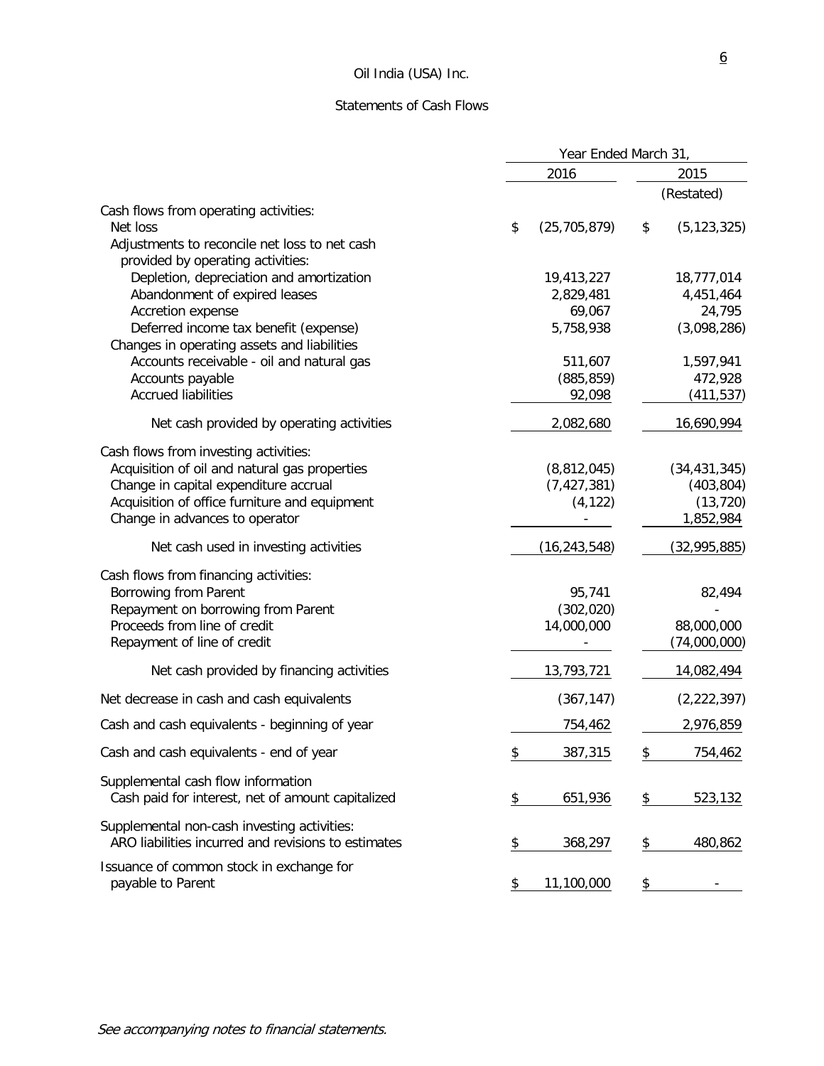Oil India (USA) Inc.

Statements of Cash Flows

| | Year Ended March 31, | |
|---|---|---|
| | 2016 | 2015 |
| | | (Restated) |
| Cash flows from operating activities: | | |
| Net loss | $ (25,705,879) | $ (5,123,325) |
| Adjustments to reconcile net loss to net cash provided by operating activities: | | |
| Depletion, depreciation and amortization | 19,413,227 | 18,777,014 |
| Abandonment of expired leases | 2,829,481 | 4,451,464 |
| Accretion expense | 69,067 | 24,795 |
| Deferred income tax benefit (expense) | 5,758,938 | (3,098,286) |
| Changes in operating assets and liabilities | | |
| Accounts receivable - oil and natural gas | 511,607 | 1,597,941 |
| Accounts payable | (885,859) | 472,928 |
| Accrued liabilities | 92,098 | (411,537) |
| Net cash provided by operating activities | 2,082,680 | 16,690,994 |
| Cash flows from investing activities: | | |
| Acquisition of oil and natural gas properties | (8,812,045) | (34,431,345) |
| Change in capital expenditure accrual | (7,427,381) | (403,804) |
| Acquisition of office furniture and equipment | (4,122) | (13,720) |
| Change in advances to operator | - | 1,852,984 |
| Net cash used in investing activities | (16,243,548) | (32,995,885) |
| Cash flows from financing activities: | | |
| Borrowing from Parent | 95,741 | 82,494 |
| Repayment on borrowing from Parent | (302,020) | - |
| Proceeds from line of credit | 14,000,000 | 88,000,000 |
| Repayment of line of credit | - | (74,000,000) |
| Net cash provided by financing activities | 13,793,721 | 14,082,494 |
| Net decrease in cash and cash equivalents | (367,147) | (2,222,397) |
| Cash and cash equivalents - beginning of year | 754,462 | 2,976,859 |
| Cash and cash equivalents - end of year | $ 387,315 | $ 754,462 |
| Supplemental cash flow information | | |
| Cash paid for interest, net of amount capitalized | $ 651,936 | $ 523,132 |
| Supplemental non-cash investing activities: | | |
| ARO liabilities incurred and revisions to estimates | $ 368,297 | $ 480,862 |
| Issuance of common stock in exchange for payable to Parent | $ 11,100,000 | $ - |

*See accompanying notes to financial statements.*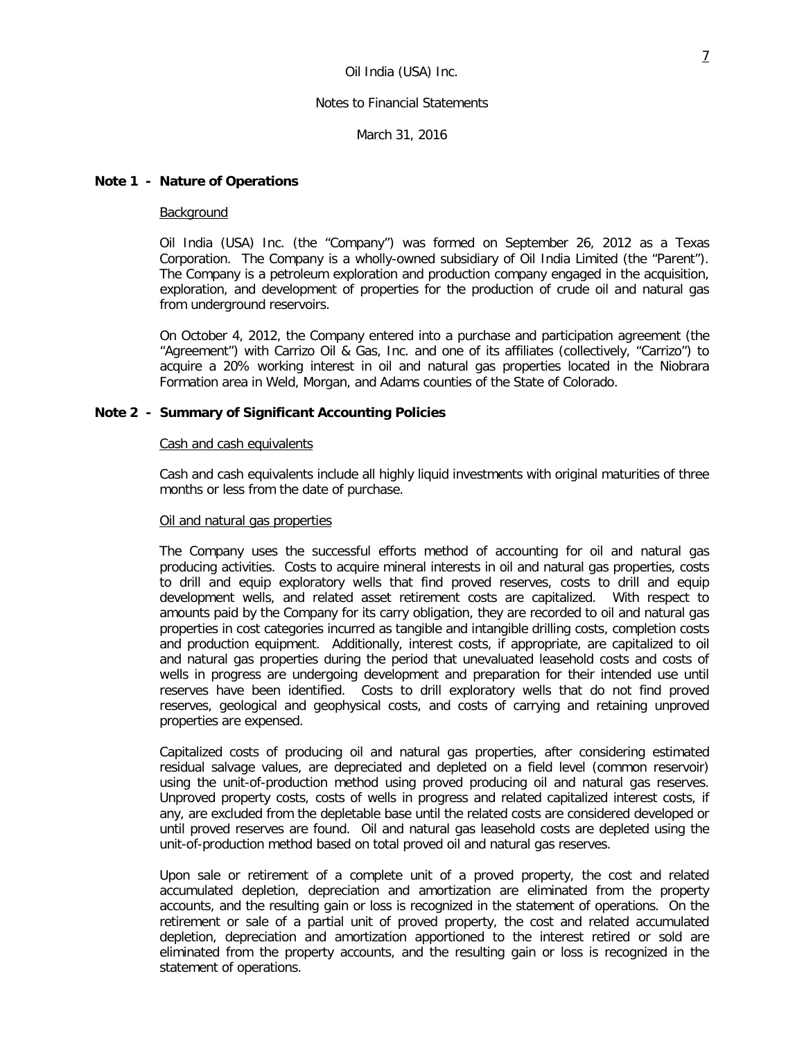Oil India (USA) Inc.

Notes to Financial Statements

March 31, 2016

## Note 1 - Nature of Operations

Background

Oil India (USA) Inc. (the "Company") was formed on September 26, 2012 as a Texas Corporation. The Company is a wholly-owned subsidiary of Oil India Limited (the "Parent"). The Company is a petroleum exploration and production company engaged in the acquisition, exploration, and development of properties for the production of crude oil and natural gas from underground reservoirs.

On October 4, 2012, the Company entered into a purchase and participation agreement (the "Agreement") with Carrizo Oil & Gas, Inc. and one of its affiliates (collectively, "Carrizo") to acquire a 20% working interest in oil and natural gas properties located in the Niobrara Formation area in Weld, Morgan, and Adams counties of the State of Colorado.

## Note 2 - Summary of Significant Accounting Policies

Cash and cash equivalents

Cash and cash equivalents include all highly liquid investments with original maturities of three months or less from the date of purchase.

Oil and natural gas properties

The Company uses the successful efforts method of accounting for oil and natural gas producing activities. Costs to acquire mineral interests in oil and natural gas properties, costs to drill and equip exploratory wells that find proved reserves, costs to drill and equip development wells, and related asset retirement costs are capitalized. With respect to amounts paid by the Company for its carry obligation, they are recorded to oil and natural gas properties in cost categories incurred as tangible and intangible drilling costs, completion costs and production equipment. Additionally, interest costs, if appropriate, are capitalized to oil and natural gas properties during the period that unevaluated leasehold costs and costs of wells in progress are undergoing development and preparation for their intended use until reserves have been identified. Costs to drill exploratory wells that do not find proved reserves, geological and geophysical costs, and costs of carrying and retaining unproved properties are expensed.

Capitalized costs of producing oil and natural gas properties, after considering estimated residual salvage values, are depreciated and depleted on a field level (common reservoir) using the unit-of-production method using proved producing oil and natural gas reserves. Unproved property costs, costs of wells in progress and related capitalized interest costs, if any, are excluded from the depletable base until the related costs are considered developed or until proved reserves are found. Oil and natural gas leasehold costs are depleted using the unit-of-production method based on total proved oil and natural gas reserves.

Upon sale or retirement of a complete unit of a proved property, the cost and related accumulated depletion, depreciation and amortization are eliminated from the property accounts, and the resulting gain or loss is recognized in the statement of operations. On the retirement or sale of a partial unit of proved property, the cost and related accumulated depletion, depreciation and amortization apportioned to the interest retired or sold are eliminated from the property accounts, and the resulting gain or loss is recognized in the statement of operations.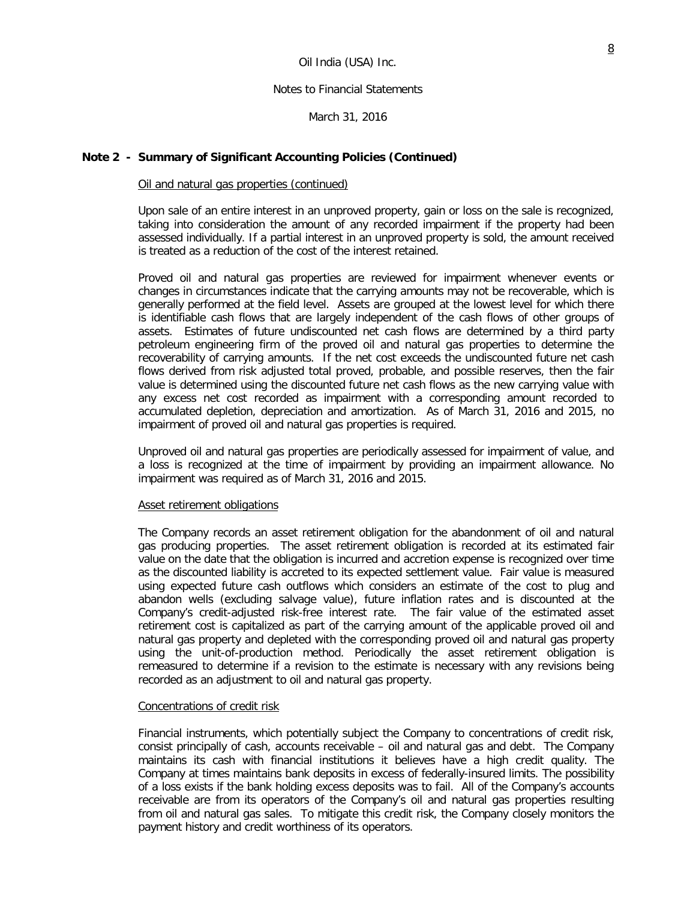## Note 2 - Summary of Significant Accounting Policies (Continued)

Oil and natural gas properties (continued)

Upon sale of an entire interest in an unproved property, gain or loss on the sale is recognized, taking into consideration the amount of any recorded impairment if the property had been assessed individually. If a partial interest in an unproved property is sold, the amount received is treated as a reduction of the cost of the interest retained.

Proved oil and natural gas properties are reviewed for impairment whenever events or changes in circumstances indicate that the carrying amounts may not be recoverable, which is generally performed at the field level. Assets are grouped at the lowest level for which there is identifiable cash flows that are largely independent of the cash flows of other groups of assets. Estimates of future undiscounted net cash flows are determined by a third party petroleum engineering firm of the proved oil and natural gas properties to determine the recoverability of carrying amounts. If the net cost exceeds the undiscounted future net cash flows derived from risk adjusted total proved, probable, and possible reserves, then the fair value is determined using the discounted future net cash flows as the new carrying value with any excess net cost recorded as impairment with a corresponding amount recorded to accumulated depletion, depreciation and amortization. As of March 31, 2016 and 2015, no impairment of proved oil and natural gas properties is required.

Unproved oil and natural gas properties are periodically assessed for impairment of value, and a loss is recognized at the time of impairment by providing an impairment allowance. No impairment was required as of March 31, 2016 and 2015.

Asset retirement obligations

The Company records an asset retirement obligation for the abandonment of oil and natural gas producing properties. The asset retirement obligation is recorded at its estimated fair value on the date that the obligation is incurred and accretion expense is recognized over time as the discounted liability is accreted to its expected settlement value. Fair value is measured using expected future cash outflows which considers an estimate of the cost to plug and abandon wells (excluding salvage value), future inflation rates and is discounted at the Company's credit-adjusted risk-free interest rate. The fair value of the estimated asset retirement cost is capitalized as part of the carrying amount of the applicable proved oil and natural gas property and depleted with the corresponding proved oil and natural gas property using the unit-of-production method. Periodically the asset retirement obligation is remeasured to determine if a revision to the estimate is necessary with any revisions being recorded as an adjustment to oil and natural gas property.

Concentrations of credit risk

Financial instruments, which potentially subject the Company to concentrations of credit risk, consist principally of cash, accounts receivable – oil and natural gas and debt. The Company maintains its cash with financial institutions it believes have a high credit quality. The Company at times maintains bank deposits in excess of federally-insured limits. The possibility of a loss exists if the bank holding excess deposits was to fail. All of the Company's accounts receivable are from its operators of the Company's oil and natural gas properties resulting from oil and natural gas sales. To mitigate this credit risk, the Company closely monitors the payment history and credit worthiness of its operators.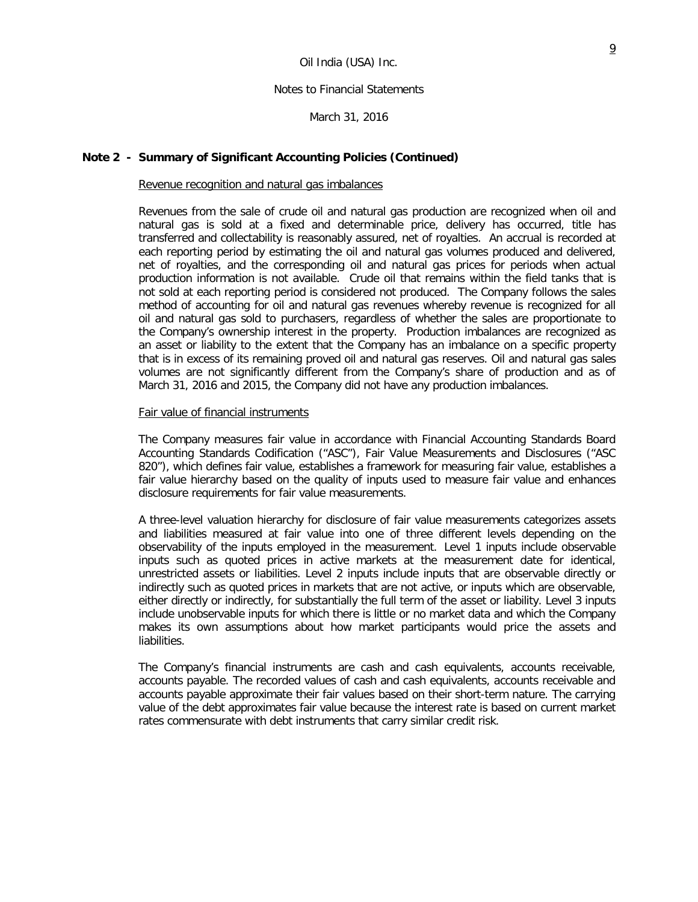## Note 2 - Summary of Significant Accounting Policies (Continued)

Revenue recognition and natural gas imbalances

Revenues from the sale of crude oil and natural gas production are recognized when oil and natural gas is sold at a fixed and determinable price, delivery has occurred, title has transferred and collectability is reasonably assured, net of royalties. An accrual is recorded at each reporting period by estimating the oil and natural gas volumes produced and delivered, net of royalties, and the corresponding oil and natural gas prices for periods when actual production information is not available. Crude oil that remains within the field tanks that is not sold at each reporting period is considered not produced. The Company follows the sales method of accounting for oil and natural gas revenues whereby revenue is recognized for all oil and natural gas sold to purchasers, regardless of whether the sales are proportionate to the Company's ownership interest in the property. Production imbalances are recognized as an asset or liability to the extent that the Company has an imbalance on a specific property that is in excess of its remaining proved oil and natural gas reserves. Oil and natural gas sales volumes are not significantly different from the Company's share of production and as of March 31, 2016 and 2015, the Company did not have any production imbalances.

Fair value of financial instruments

The Company measures fair value in accordance with Financial Accounting Standards Board Accounting Standards Codification ("ASC"), Fair Value Measurements and Disclosures ("ASC 820"), which defines fair value, establishes a framework for measuring fair value, establishes a fair value hierarchy based on the quality of inputs used to measure fair value and enhances disclosure requirements for fair value measurements.

A three-level valuation hierarchy for disclosure of fair value measurements categorizes assets and liabilities measured at fair value into one of three different levels depending on the observability of the inputs employed in the measurement. Level 1 inputs include observable inputs such as quoted prices in active markets at the measurement date for identical, unrestricted assets or liabilities. Level 2 inputs include inputs that are observable directly or indirectly such as quoted prices in markets that are not active, or inputs which are observable, either directly or indirectly, for substantially the full term of the asset or liability. Level 3 inputs include unobservable inputs for which there is little or no market data and which the Company makes its own assumptions about how market participants would price the assets and liabilities.

The Company's financial instruments are cash and cash equivalents, accounts receivable, accounts payable. The recorded values of cash and cash equivalents, accounts receivable and accounts payable approximate their fair values based on their short-term nature. The carrying value of the debt approximates fair value because the interest rate is based on current market rates commensurate with debt instruments that carry similar credit risk.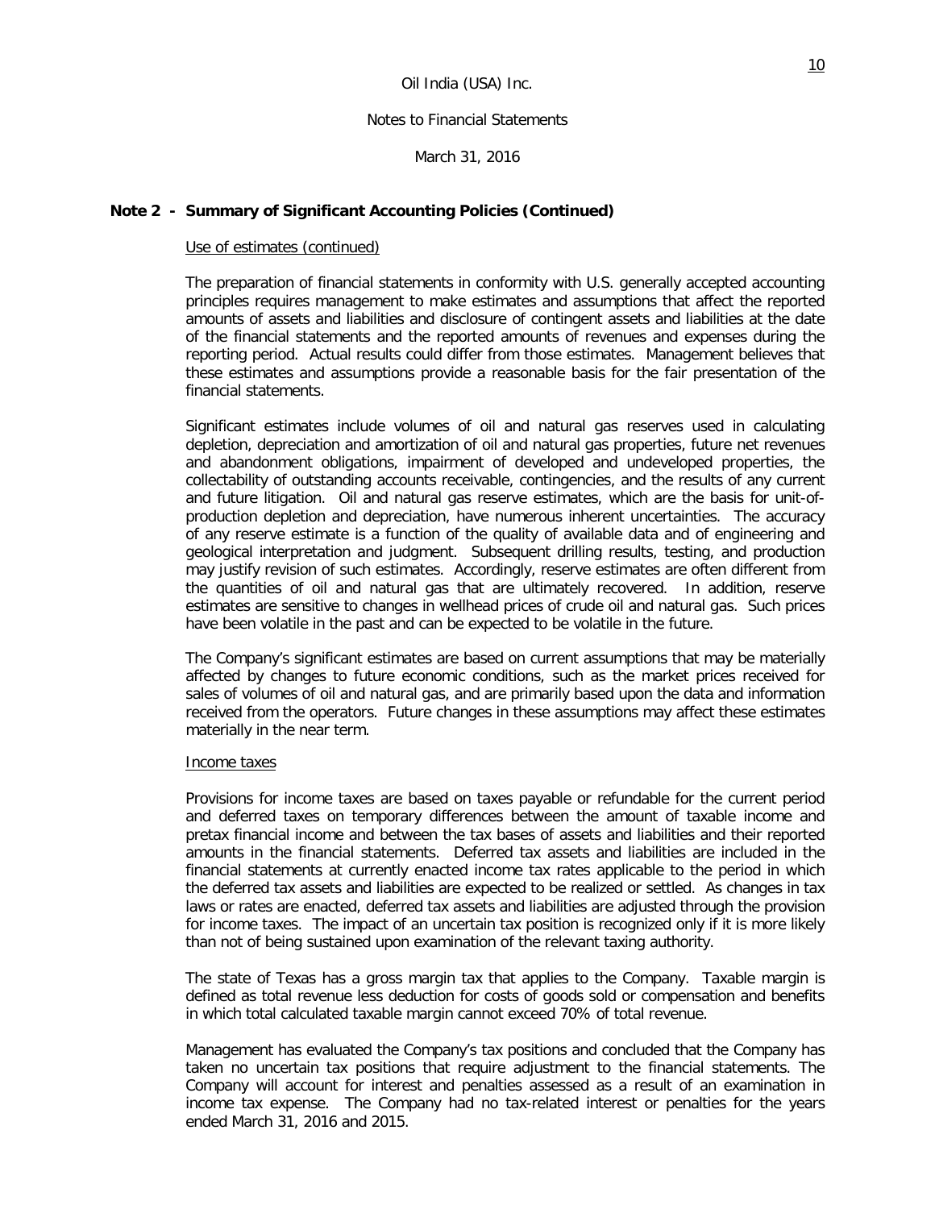## Note 2 - Summary of Significant Accounting Policies (Continued)

Use of estimates (continued)

The preparation of financial statements in conformity with U.S. generally accepted accounting principles requires management to make estimates and assumptions that affect the reported amounts of assets and liabilities and disclosure of contingent assets and liabilities at the date of the financial statements and the reported amounts of revenues and expenses during the reporting period. Actual results could differ from those estimates. Management believes that these estimates and assumptions provide a reasonable basis for the fair presentation of the financial statements.

Significant estimates include volumes of oil and natural gas reserves used in calculating depletion, depreciation and amortization of oil and natural gas properties, future net revenues and abandonment obligations, impairment of developed and undeveloped properties, the collectability of outstanding accounts receivable, contingencies, and the results of any current and future litigation. Oil and natural gas reserve estimates, which are the basis for unit-of-production depletion and depreciation, have numerous inherent uncertainties. The accuracy of any reserve estimate is a function of the quality of available data and of engineering and geological interpretation and judgment. Subsequent drilling results, testing, and production may justify revision of such estimates. Accordingly, reserve estimates are often different from the quantities of oil and natural gas that are ultimately recovered. In addition, reserve estimates are sensitive to changes in wellhead prices of crude oil and natural gas. Such prices have been volatile in the past and can be expected to be volatile in the future.

The Company's significant estimates are based on current assumptions that may be materially affected by changes to future economic conditions, such as the market prices received for sales of volumes of oil and natural gas, and are primarily based upon the data and information received from the operators. Future changes in these assumptions may affect these estimates materially in the near term.

Income taxes

Provisions for income taxes are based on taxes payable or refundable for the current period and deferred taxes on temporary differences between the amount of taxable income and pretax financial income and between the tax bases of assets and liabilities and their reported amounts in the financial statements. Deferred tax assets and liabilities are included in the financial statements at currently enacted income tax rates applicable to the period in which the deferred tax assets and liabilities are expected to be realized or settled. As changes in tax laws or rates are enacted, deferred tax assets and liabilities are adjusted through the provision for income taxes. The impact of an uncertain tax position is recognized only if it is more likely than not of being sustained upon examination of the relevant taxing authority.

The state of Texas has a gross margin tax that applies to the Company. Taxable margin is defined as total revenue less deduction for costs of goods sold or compensation and benefits in which total calculated taxable margin cannot exceed 70% of total revenue.

Management has evaluated the Company's tax positions and concluded that the Company has taken no uncertain tax positions that require adjustment to the financial statements. The Company will account for interest and penalties assessed as a result of an examination in income tax expense. The Company had no tax-related interest or penalties for the years ended March 31, 2016 and 2015.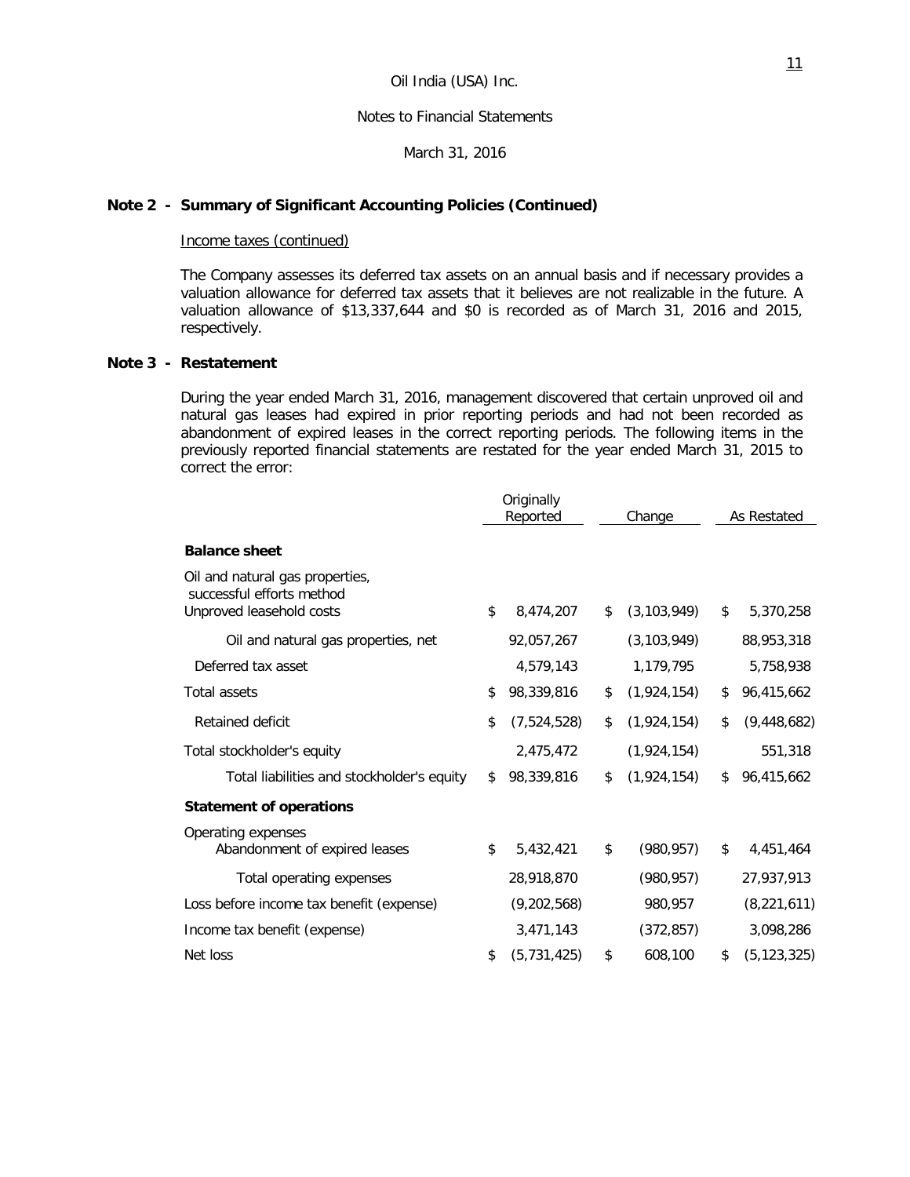## Note 2 - Summary of Significant Accounting Policies (Continued)

Income taxes (continued)

The Company assesses its deferred tax assets on an annual basis and if necessary provides a valuation allowance for deferred tax assets that it believes are not realizable in the future. A valuation allowance of $13,337,644 and $0 is recorded as of March 31, 2016 and 2015, respectively.

## Note 3 - Restatement

During the year ended March 31, 2016, management discovered that certain unproved oil and natural gas leases had expired in prior reporting periods and had not been recorded as abandonment of expired leases in the correct reporting periods. The following items in the previously reported financial statements are restated for the year ended March 31, 2015 to correct the error:

| | Originally Reported | Change | As Restated |
|---|---|---|---|
| **Balance sheet** | | | |
| Oil and natural gas properties, successful efforts method | | | |
| Unproved leasehold costs | $ 8,474,207 | $ (3,103,949) | $ 5,370,258 |
| Oil and natural gas properties, net | 92,057,267 | (3,103,949) | 88,953,318 |
| Deferred tax asset | 4,579,143 | 1,179,795 | 5,758,938 |
| Total assets | $ 98,339,816 | $ (1,924,154) | $ 96,415,662 |
| Retained deficit | $ (7,524,528) | $ (1,924,154) | $ (9,448,682) |
| Total stockholder's equity | 2,475,472 | (1,924,154) | 551,318 |
| Total liabilities and stockholder's equity | $ 98,339,816 | $ (1,924,154) | $ 96,415,662 |
| **Statement of operations** | | | |
| Operating expenses | | | |
| Abandonment of expired leases | $ 5,432,421 | $ (980,957) | $ 4,451,464 |
| Total operating expenses | 28,918,870 | (980,957) | 27,937,913 |
| Loss before income tax benefit (expense) | (9,202,568) | 980,957 | (8,221,611) |
| Income tax benefit (expense) | 3,471,143 | (372,857) | 3,098,286 |
| Net loss | $ (5,731,425) | $ 608,100 | $ (5,123,325) |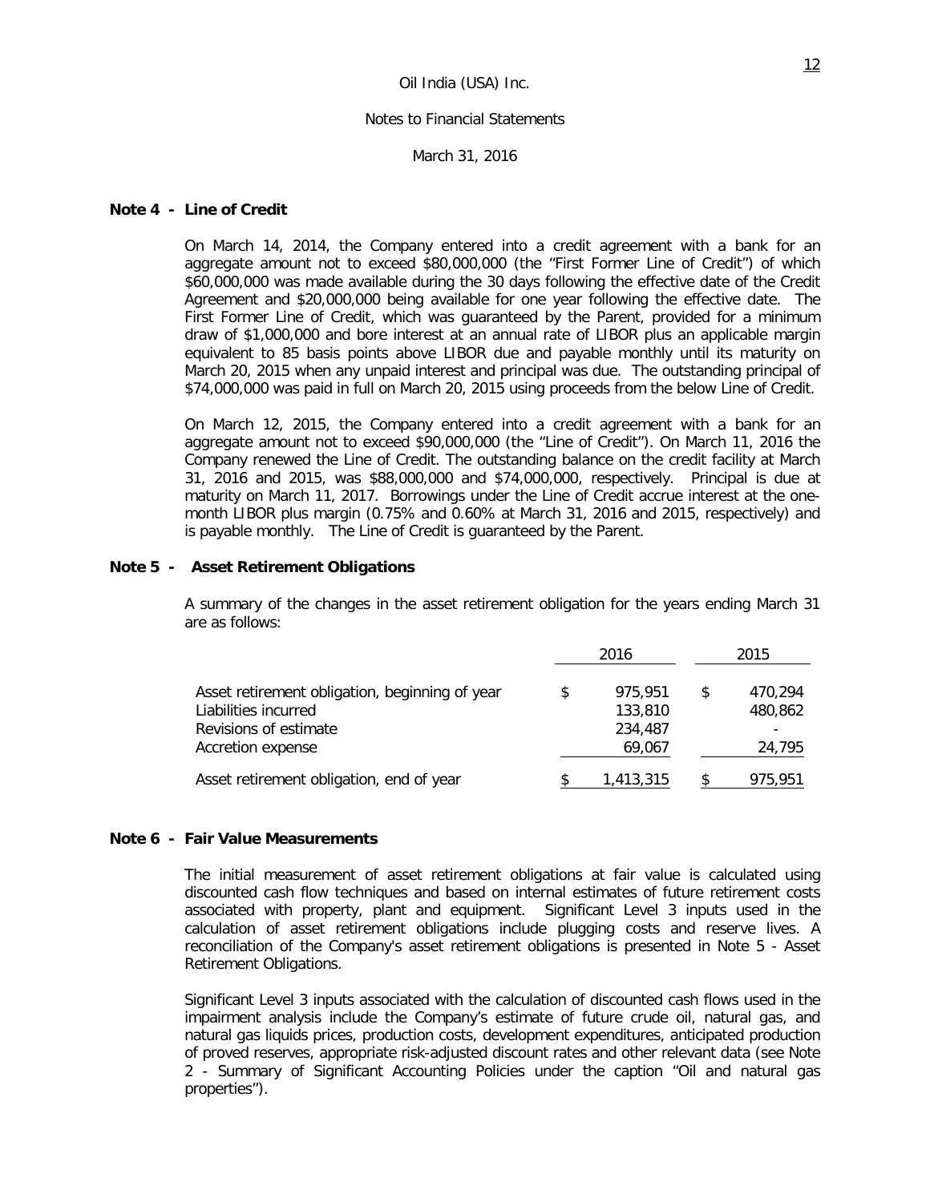Oil India (USA) Inc.

Notes to Financial Statements

March 31, 2016

**Note 4 - Line of Credit**

On March 14, 2014, the Company entered into a credit agreement with a bank for an aggregate amount not to exceed $80,000,000 (the "First Former Line of Credit") of which $60,000,000 was made available during the 30 days following the effective date of the Credit Agreement and $20,000,000 being available for one year following the effective date. The First Former Line of Credit, which was guaranteed by the Parent, provided for a minimum draw of $1,000,000 and bore interest at an annual rate of LIBOR plus an applicable margin equivalent to 85 basis points above LIBOR due and payable monthly until its maturity on March 20, 2015 when any unpaid interest and principal was due. The outstanding principal of $74,000,000 was paid in full on March 20, 2015 using proceeds from the below Line of Credit.

On March 12, 2015, the Company entered into a credit agreement with a bank for an aggregate amount not to exceed $90,000,000 (the "Line of Credit"). On March 11, 2016 the Company renewed the Line of Credit. The outstanding balance on the credit facility at March 31, 2016 and 2015, was $88,000,000 and $74,000,000, respectively. Principal is due at maturity on March 11, 2017. Borrowings under the Line of Credit accrue interest at the one-month LIBOR plus margin (0.75% and 0.60% at March 31, 2016 and 2015, respectively) and is payable monthly. The Line of Credit is guaranteed by the Parent.

**Note 5 - Asset Retirement Obligations**

A summary of the changes in the asset retirement obligation for the years ending March 31 are as follows:

| | 2016 | 2015 |
|---|---|---|
| Asset retirement obligation, beginning of year | $ 975,951 | $ 470,294 |
| Liabilities incurred | 133,810 | 480,862 |
| Revisions of estimate | 234,487 | - |
| Accretion expense | 69,067 | 24,795 |
| Asset retirement obligation, end of year | $ 1,413,315 | $ 975,951 |

**Note 6 - Fair Value Measurements**

The initial measurement of asset retirement obligations at fair value is calculated using discounted cash flow techniques and based on internal estimates of future retirement costs associated with property, plant and equipment. Significant Level 3 inputs used in the calculation of asset retirement obligations include plugging costs and reserve lives. A reconciliation of the Company's asset retirement obligations is presented in Note 5 - Asset Retirement Obligations.

Significant Level 3 inputs associated with the calculation of discounted cash flows used in the impairment analysis include the Company's estimate of future crude oil, natural gas, and natural gas liquids prices, production costs, development expenditures, anticipated production of proved reserves, appropriate risk-adjusted discount rates and other relevant data (see Note 2 - Summary of Significant Accounting Policies under the caption "Oil and natural gas properties").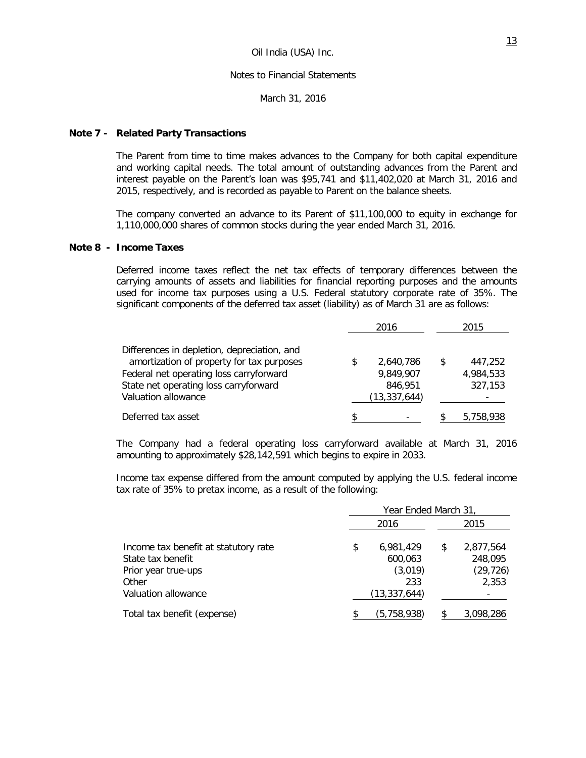Oil India (USA) Inc.

Notes to Financial Statements

March 31, 2016

## Note 7 - Related Party Transactions

The Parent from time to time makes advances to the Company for both capital expenditure and working capital needs. The total amount of outstanding advances from the Parent and interest payable on the Parent's loan was $95,741 and $11,402,020 at March 31, 2016 and 2015, respectively, and is recorded as payable to Parent on the balance sheets.

The company converted an advance to its Parent of $11,100,000 to equity in exchange for 1,110,000,000 shares of common stocks during the year ended March 31, 2016.

## Note 8 - Income Taxes

Deferred income taxes reflect the net tax effects of temporary differences between the carrying amounts of assets and liabilities for financial reporting purposes and the amounts used for income tax purposes using a U.S. Federal statutory corporate rate of 35%. The significant components of the deferred tax asset (liability) as of March 31 are as follows:

| | 2016 | 2015 |
|---|---|---|
| Differences in depletion, depreciation, and amortization of property for tax purposes | $ 2,640,786 | $ 447,252 |
| Federal net operating loss carryforward | 9,849,907 | 4,984,533 |
| State net operating loss carryforward | 846,951 | 327,153 |
| Valuation allowance | (13,337,644) | - |
| Deferred tax asset | $ - | $ 5,758,938 |

The Company had a federal operating loss carryforward available at March 31, 2016 amounting to approximately $28,142,591 which begins to expire in 2033.

Income tax expense differed from the amount computed by applying the U.S. federal income tax rate of 35% to pretax income, as a result of the following:

| | Year Ended March 31, | |
|---|---|---|
| | 2016 | 2015 |
| Income tax benefit at statutory rate | $ 6,981,429 | $ 2,877,564 |
| State tax benefit | 600,063 | 248,095 |
| Prior year true-ups | (3,019) | (29,726) |
| Other | 233 | 2,353 |
| Valuation allowance | (13,337,644) | - |
| Total tax benefit (expense) | $ (5,758,938) | $ 3,098,286 |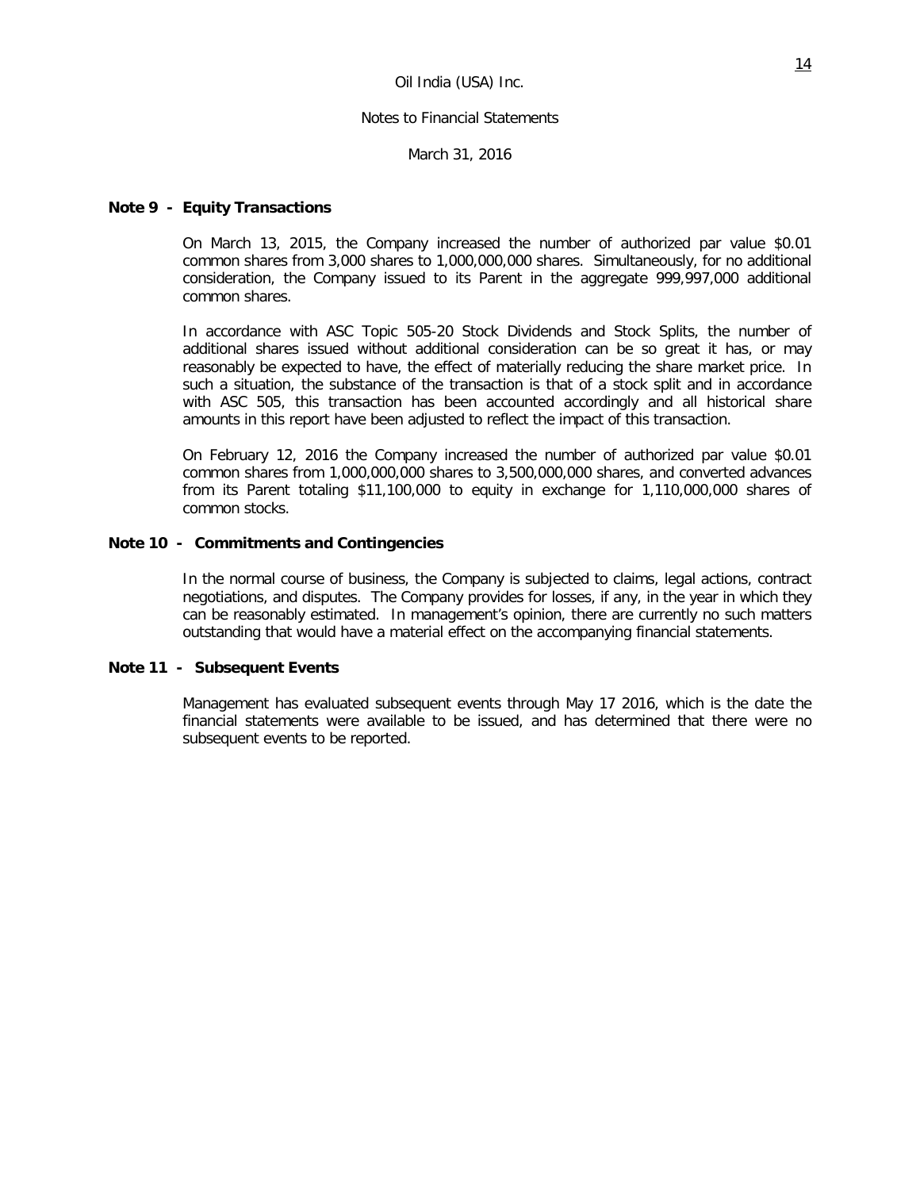Oil India (USA) Inc.

Notes to Financial Statements

March 31, 2016

**Note 9 - Equity Transactions**

On March 13, 2015, the Company increased the number of authorized par value $0.01 common shares from 3,000 shares to 1,000,000,000 shares. Simultaneously, for no additional consideration, the Company issued to its Parent in the aggregate 999,997,000 additional common shares.

In accordance with ASC Topic 505-20 Stock Dividends and Stock Splits, the number of additional shares issued without additional consideration can be so great it has, or may reasonably be expected to have, the effect of materially reducing the share market price. In such a situation, the substance of the transaction is that of a stock split and in accordance with ASC 505, this transaction has been accounted accordingly and all historical share amounts in this report have been adjusted to reflect the impact of this transaction.

On February 12, 2016 the Company increased the number of authorized par value $0.01 common shares from 1,000,000,000 shares to 3,500,000,000 shares, and converted advances from its Parent totaling $11,100,000 to equity in exchange for 1,110,000,000 shares of common stocks.

**Note 10 - Commitments and Contingencies**

In the normal course of business, the Company is subjected to claims, legal actions, contract negotiations, and disputes. The Company provides for losses, if any, in the year in which they can be reasonably estimated. In management's opinion, there are currently no such matters outstanding that would have a material effect on the accompanying financial statements.

**Note 11 - Subsequent Events**

Management has evaluated subsequent events through May 17 2016, which is the date the financial statements were available to be issued, and has determined that there were no subsequent events to be reported.